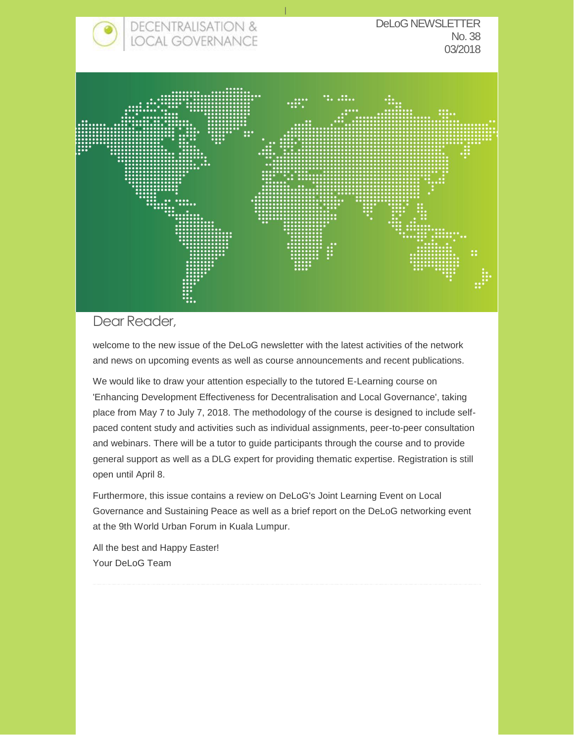DECENTRALISATION & LOCAL GOVERNANCE

DeLoG NEWSLETTER
No. 38
03/2018

# Dear Reader,

welcome to the new issue of the DeLoG newsletter with the latest activities of the network and news on upcoming events as well as course announcements and recent publications.

We would like to draw your attention especially to the tutored E-Learning course on 'Enhancing Development Effectiveness for Decentralisation and Local Governance', taking place from May 7 to July 7, 2018. The methodology of the course is designed to include self-paced content study and activities such as individual assignments, peer-to-peer consultation and webinars. There will be a tutor to guide participants through the course and to provide general support as well as a DLG expert for providing thematic expertise. Registration is still open until April 8.

Furthermore, this issue contains a review on DeLoG's Joint Learning Event on Local Governance and Sustaining Peace as well as a brief report on the DeLoG networking event at the 9th World Urban Forum in Kuala Lumpur.

All the best and Happy Easter!
Your DeLoG Team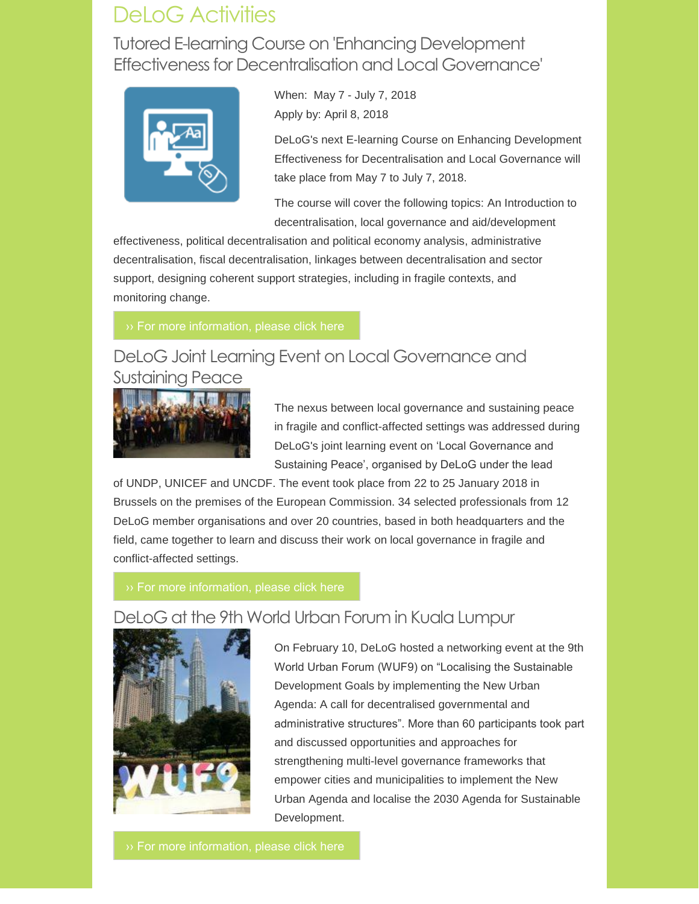# DeLoG Activities

## Tutored E-learning Course on 'Enhancing Development Effectiveness for Decentralisation and Local Governance'

When: May 7 - July 7, 2018
Apply by: April 8, 2018

DeLoG's next E-learning Course on Enhancing Development Effectiveness for Decentralisation and Local Governance will take place from May 7 to July 7, 2018.

The course will cover the following topics: An Introduction to decentralisation, local governance and aid/development effectiveness, political decentralisation and political economy analysis, administrative decentralisation, fiscal decentralisation, linkages between decentralisation and sector support, designing coherent support strategies, including in fragile contexts, and monitoring change.

›› For more information, please click here

## DeLoG Joint Learning Event on Local Governance and Sustaining Peace

The nexus between local governance and sustaining peace in fragile and conflict-affected settings was addressed during DeLoG's joint learning event on 'Local Governance and Sustaining Peace', organised by DeLoG under the lead of UNDP, UNICEF and UNCDF. The event took place from 22 to 25 January 2018 in Brussels on the premises of the European Commission. 34 selected professionals from 12 DeLoG member organisations and over 20 countries, based in both headquarters and the field, came together to learn and discuss their work on local governance in fragile and conflict-affected settings.

›› For more information, please click here

## DeLoG at the 9th World Urban Forum in Kuala Lumpur

On February 10, DeLoG hosted a networking event at the 9th World Urban Forum (WUF9) on "Localising the Sustainable Development Goals by implementing the New Urban Agenda: A call for decentralised governmental and administrative structures". More than 60 participants took part and discussed opportunities and approaches for strengthening multi-level governance frameworks that empower cities and municipalities to implement the New Urban Agenda and localise the 2030 Agenda for Sustainable Development.

›› For more information, please click here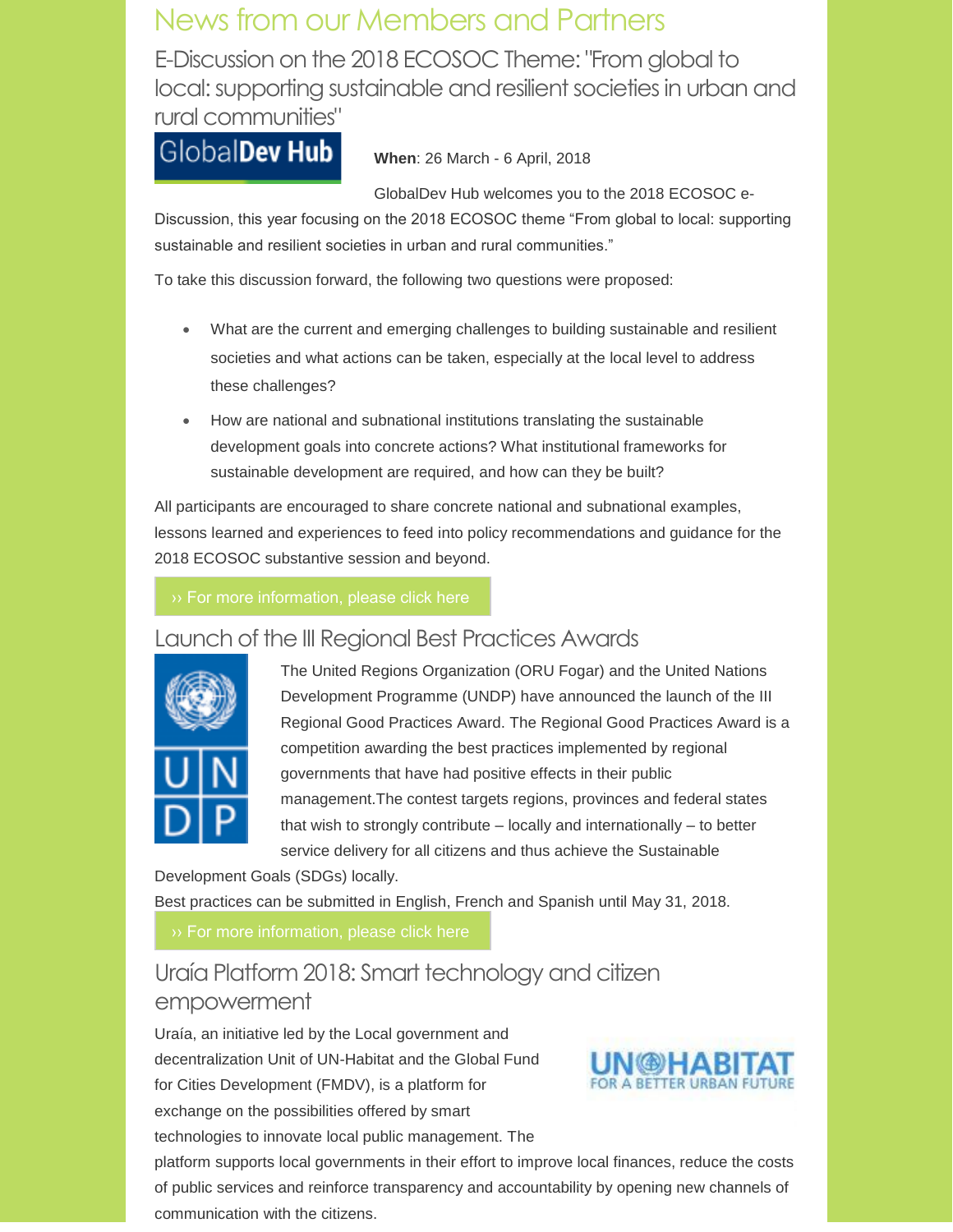# News from our Members and Partners

## E-Discussion on the 2018 ECOSOC Theme: "From global to local: supporting sustainable and resilient societies in urban and rural communities"

**When**: 26 March - 6 April, 2018

GlobalDev Hub welcomes you to the 2018 ECOSOC e-Discussion, this year focusing on the 2018 ECOSOC theme "From global to local: supporting sustainable and resilient societies in urban and rural communities."

To take this discussion forward, the following two questions were proposed:

- What are the current and emerging challenges to building sustainable and resilient societies and what actions can be taken, especially at the local level to address these challenges?
- How are national and subnational institutions translating the sustainable development goals into concrete actions? What institutional frameworks for sustainable development are required, and how can they be built?

All participants are encouraged to share concrete national and subnational examples, lessons learned and experiences to feed into policy recommendations and guidance for the 2018 ECOSOC substantive session and beyond.

›› For more information, please click here

## Launch of the III Regional Best Practices Awards

The United Regions Organization (ORU Fogar) and the United Nations Development Programme (UNDP) have announced the launch of the III Regional Good Practices Award. The Regional Good Practices Award is a competition awarding the best practices implemented by regional governments that have had positive effects in their public management.The contest targets regions, provinces and federal states that wish to strongly contribute – locally and internationally – to better service delivery for all citizens and thus achieve the Sustainable Development Goals (SDGs) locally.

Best practices can be submitted in English, French and Spanish until May 31, 2018.

›› For more information, please click here

## Uraía Platform 2018: Smart technology and citizen empowerment

Uraía, an initiative led by the Local government and decentralization Unit of UN-Habitat and the Global Fund for Cities Development (FMDV), is a platform for exchange on the possibilities offered by smart technologies to innovate local public management. The platform supports local governments in their effort to improve local finances, reduce the costs of public services and reinforce transparency and accountability by opening new channels of communication with the citizens.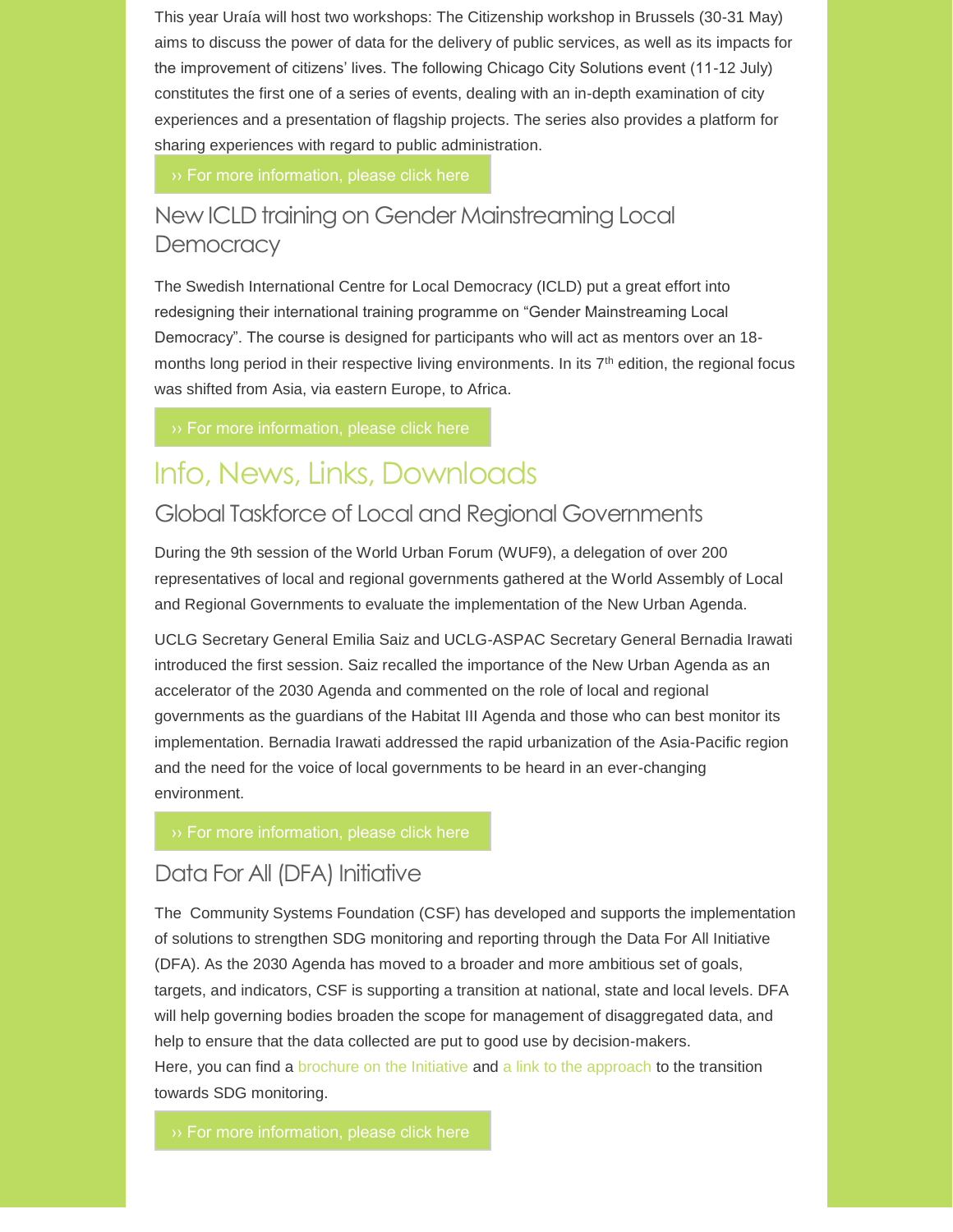This year Uraía will host two workshops: The Citizenship workshop in Brussels (30-31 May) aims to discuss the power of data for the delivery of public services, as well as its impacts for the improvement of citizens' lives. The following Chicago City Solutions event (11-12 July) constitutes the first one of a series of events, dealing with an in-depth examination of city experiences and a presentation of flagship projects. The series also provides a platform for sharing experiences with regard to public administration.

›› For more information, please click here

### New ICLD training on Gender Mainstreaming Local Democracy

The Swedish International Centre for Local Democracy (ICLD) put a great effort into redesigning their international training programme on "Gender Mainstreaming Local Democracy". The course is designed for participants who will act as mentors over an 18-months long period in their respective living environments. In its 7th edition, the regional focus was shifted from Asia, via eastern Europe, to Africa.

›› For more information, please click here

## Info, News, Links, Downloads

### Global Taskforce of Local and Regional Governments

During the 9th session of the World Urban Forum (WUF9), a delegation of over 200 representatives of local and regional governments gathered at the World Assembly of Local and Regional Governments to evaluate the implementation of the New Urban Agenda.

UCLG Secretary General Emilia Saiz and UCLG-ASPAC Secretary General Bernadia Irawati introduced the first session. Saiz recalled the importance of the New Urban Agenda as an accelerator of the 2030 Agenda and commented on the role of local and regional governments as the guardians of the Habitat III Agenda and those who can best monitor its implementation. Bernadia Irawati addressed the rapid urbanization of the Asia-Pacific region and the need for the voice of local governments to be heard in an ever-changing environment.

›› For more information, please click here

### Data For All (DFA) Initiative

The Community Systems Foundation (CSF) has developed and supports the implementation of solutions to strengthen SDG monitoring and reporting through the Data For All Initiative (DFA). As the 2030 Agenda has moved to a broader and more ambitious set of goals, targets, and indicators, CSF is supporting a transition at national, state and local levels. DFA will help governing bodies broaden the scope for management of disaggregated data, and help to ensure that the data collected are put to good use by decision-makers.
Here, you can find a brochure on the Initiative and a link to the approach to the transition towards SDG monitoring.

›› For more information, please click here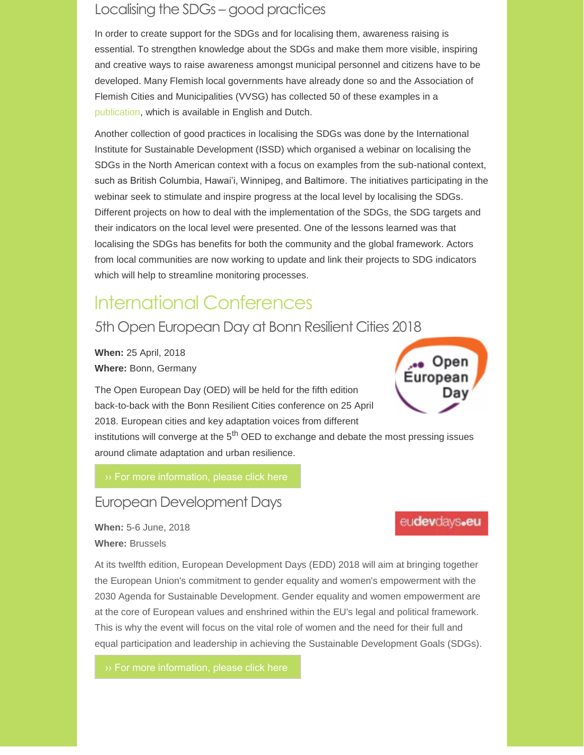### Localising the SDGs – good practices

In order to create support for the SDGs and for localising them, awareness raising is essential. To strengthen knowledge about the SDGs and make them more visible, inspiring and creative ways to raise awareness amongst municipal personnel and citizens have to be developed. Many Flemish local governments have already done so and the Association of Flemish Cities and Municipalities (VVSG) has collected 50 of these examples in a publication, which is available in English and Dutch.

Another collection of good practices in localising the SDGs was done by the International Institute for Sustainable Development (ISSD) which organised a webinar on localising the SDGs in the North American context with a focus on examples from the sub-national context, such as British Columbia, Hawai'i, Winnipeg, and Baltimore. The initiatives participating in the webinar seek to stimulate and inspire progress at the local level by localising the SDGs. Different projects on how to deal with the implementation of the SDGs, the SDG targets and their indicators on the local level were presented. One of the lessons learned was that localising the SDGs has benefits for both the community and the global framework. Actors from local communities are now working to update and link their projects to SDG indicators which will help to streamline monitoring processes.

## International Conferences

### 5th Open European Day at Bonn Resilient Cities 2018

**When:** 25 April, 2018
**Where:** Bonn, Germany

The Open European Day (OED) will be held for the fifth edition back-to-back with the Bonn Resilient Cities conference on 25 April 2018. European cities and key adaptation voices from different institutions will converge at the 5th OED to exchange and debate the most pressing issues around climate adaptation and urban resilience.

›› For more information, please click here

### European Development Days

**When:** 5-6 June, 2018
**Where:** Brussels

At its twelfth edition, European Development Days (EDD) 2018 will aim at bringing together the European Union's commitment to gender equality and women's empowerment with the 2030 Agenda for Sustainable Development. Gender equality and women empowerment are at the core of European values and enshrined within the EU's legal and political framework. This is why the event will focus on the vital role of women and the need for their full and equal participation and leadership in achieving the Sustainable Development Goals (SDGs).

›› For more information, please click here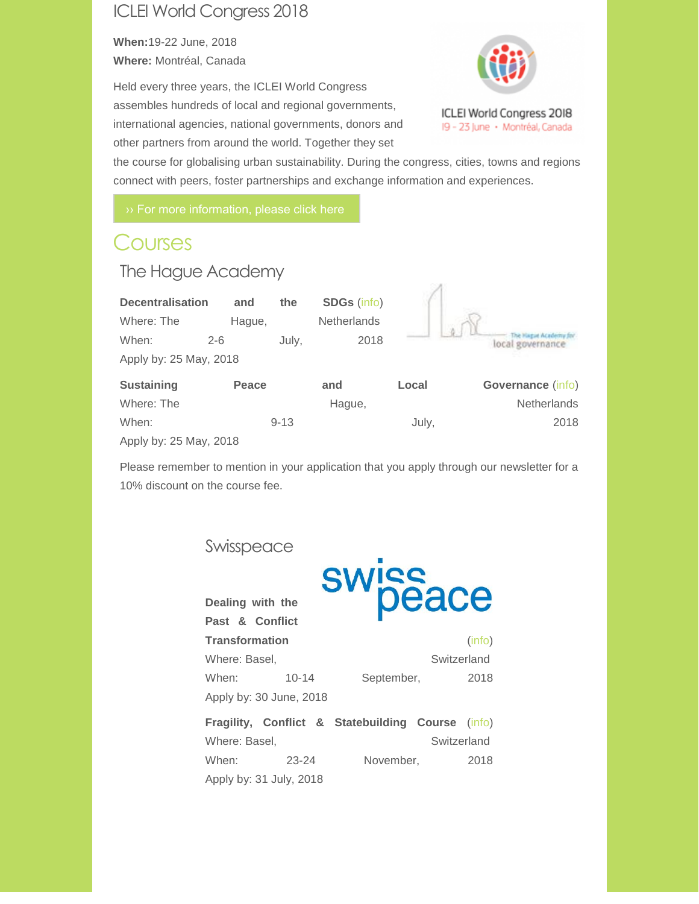## ICLEI World Congress 2018

**When:** 19-22 June, 2018
**Where:** Montréal, Canada

Held every three years, the ICLEI World Congress assembles hundreds of local and regional governments, international agencies, national governments, donors and other partners from around the world. Together they set the course for globalising urban sustainability. During the congress, cities, towns and regions connect with peers, foster partnerships and exchange information and experiences.

›› For more information, please click here

# Courses

## The Hague Academy

**Decentralisation and the SDGs** (info)
Where: The Hague, Netherlands
When: 2-6 July, 2018
Apply by: 25 May, 2018

**Sustaining Peace and Local Governance** (info)
Where: The Hague, Netherlands
When: 9-13 July, 2018
Apply by: 25 May, 2018

Please remember to mention in your application that you apply through our newsletter for a 10% discount on the course fee.

## Swisspeace

**Dealing with the Past & Conflict Transformation** (info)
Where: Basel, Switzerland
When: 10-14 September, 2018
Apply by: 30 June, 2018

**Fragility, Conflict & Statebuilding Course** (info)
Where: Basel, Switzerland
When: 23-24 November, 2018
Apply by: 31 July, 2018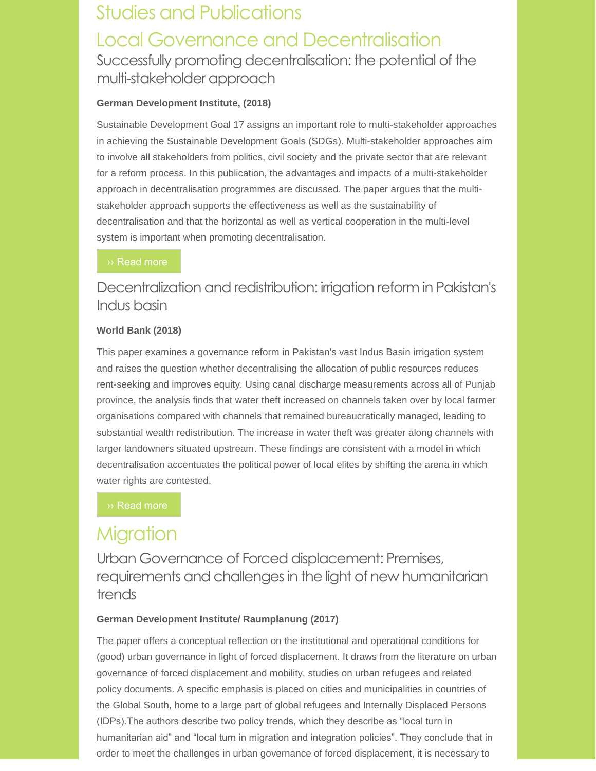# Studies and Publications

## Local Governance and Decentralisation

### Successfully promoting decentralisation: the potential of the multi-stakeholder approach

**German Development Institute, (2018)**

Sustainable Development Goal 17 assigns an important role to multi-stakeholder approaches in achieving the Sustainable Development Goals (SDGs). Multi-stakeholder approaches aim to involve all stakeholders from politics, civil society and the private sector that are relevant for a reform process. In this publication, the advantages and impacts of a multi-stakeholder approach in decentralisation programmes are discussed. The paper argues that the multi-stakeholder approach supports the effectiveness as well as the sustainability of decentralisation and that the horizontal as well as vertical cooperation in the multi-level system is important when promoting decentralisation.

›› Read more

### Decentralization and redistribution: irrigation reform in Pakistan's Indus basin

**World Bank (2018)**

This paper examines a governance reform in Pakistan's vast Indus Basin irrigation system and raises the question whether decentralising the allocation of public resources reduces rent-seeking and improves equity. Using canal discharge measurements across all of Punjab province, the analysis finds that water theft increased on channels taken over by local farmer organisations compared with channels that remained bureaucratically managed, leading to substantial wealth redistribution. The increase in water theft was greater along channels with larger landowners situated upstream. These findings are consistent with a model in which decentralisation accentuates the political power of local elites by shifting the arena in which water rights are contested.

›› Read more

## Migration

### Urban Governance of Forced displacement: Premises, requirements and challenges in the light of new humanitarian trends

**German Development Institute/ Raumplanung (2017)**

The paper offers a conceptual reflection on the institutional and operational conditions for (good) urban governance in light of forced displacement. It draws from the literature on urban governance of forced displacement and mobility, studies on urban refugees and related policy documents. A specific emphasis is placed on cities and municipalities in countries of the Global South, home to a large part of global refugees and Internally Displaced Persons (IDPs).The authors describe two policy trends, which they describe as “local turn in humanitarian aid” and “local turn in migration and integration policies”. They conclude that in order to meet the challenges in urban governance of forced displacement, it is necessary to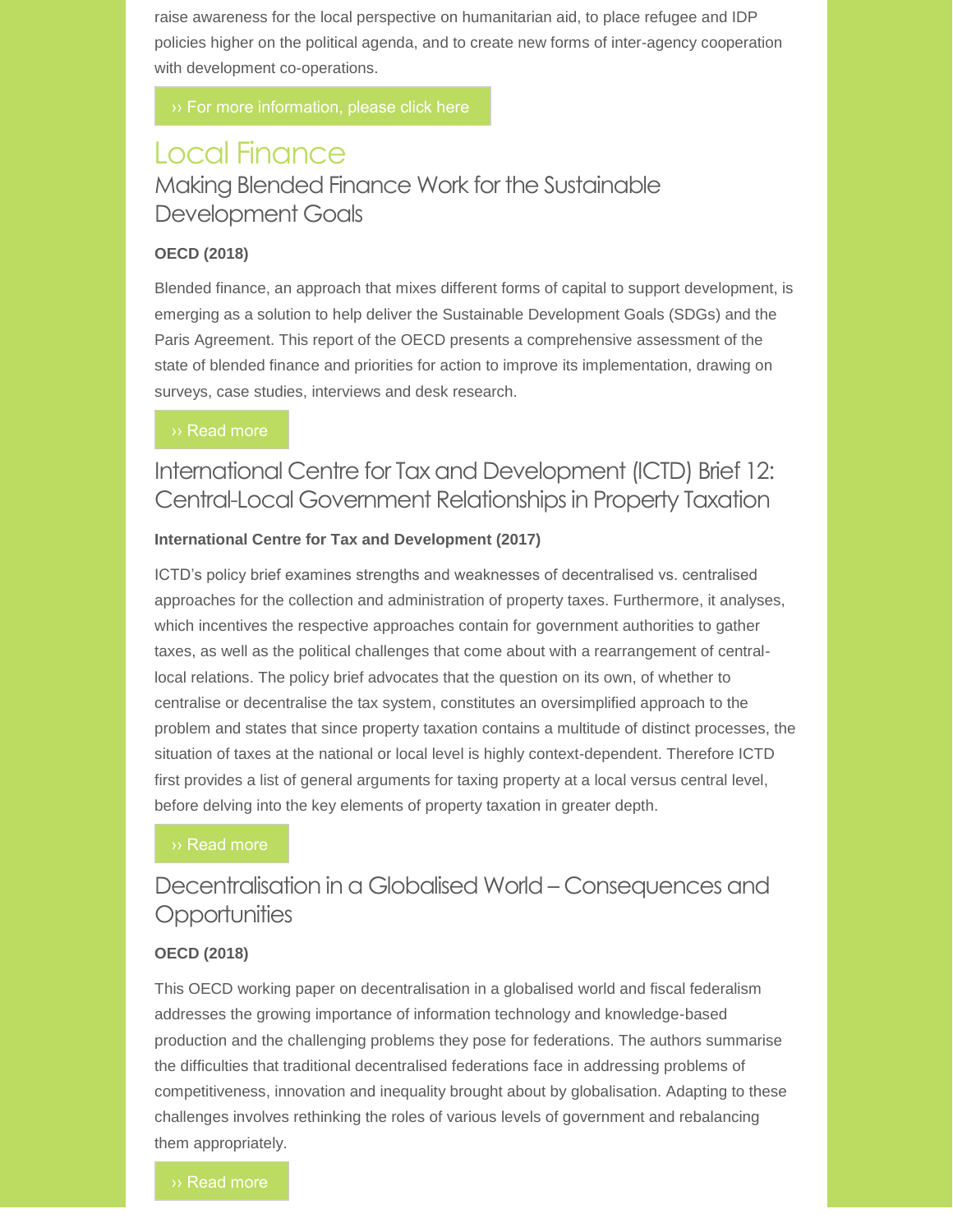raise awareness for the local perspective on humanitarian aid, to place refugee and IDP policies higher on the political agenda, and to create new forms of inter-agency cooperation with development co-operations.

›› For more information, please click here

# Local Finance

## Making Blended Finance Work for the Sustainable Development Goals

**OECD (2018)**

Blended finance, an approach that mixes different forms of capital to support development, is emerging as a solution to help deliver the Sustainable Development Goals (SDGs) and the Paris Agreement. This report of the OECD presents a comprehensive assessment of the state of blended finance and priorities for action to improve its implementation, drawing on surveys, case studies, interviews and desk research.

›› Read more

## International Centre for Tax and Development (ICTD) Brief 12: Central-Local Government Relationships in Property Taxation

**International Centre for Tax and Development (2017)**

ICTD's policy brief examines strengths and weaknesses of decentralised vs. centralised approaches for the collection and administration of property taxes. Furthermore, it analyses, which incentives the respective approaches contain for government authorities to gather taxes, as well as the political challenges that come about with a rearrangement of central-local relations. The policy brief advocates that the question on its own, of whether to centralise or decentralise the tax system, constitutes an oversimplified approach to the problem and states that since property taxation contains a multitude of distinct processes, the situation of taxes at the national or local level is highly context-dependent. Therefore ICTD first provides a list of general arguments for taxing property at a local versus central level, before delving into the key elements of property taxation in greater depth.

›› Read more

## Decentralisation in a Globalised World – Consequences and Opportunities

**OECD (2018)**

This OECD working paper on decentralisation in a globalised world and fiscal federalism addresses the growing importance of information technology and knowledge-based production and the challenging problems they pose for federations. The authors summarise the difficulties that traditional decentralised federations face in addressing problems of competitiveness, innovation and inequality brought about by globalisation. Adapting to these challenges involves rethinking the roles of various levels of government and rebalancing them appropriately.

›› Read more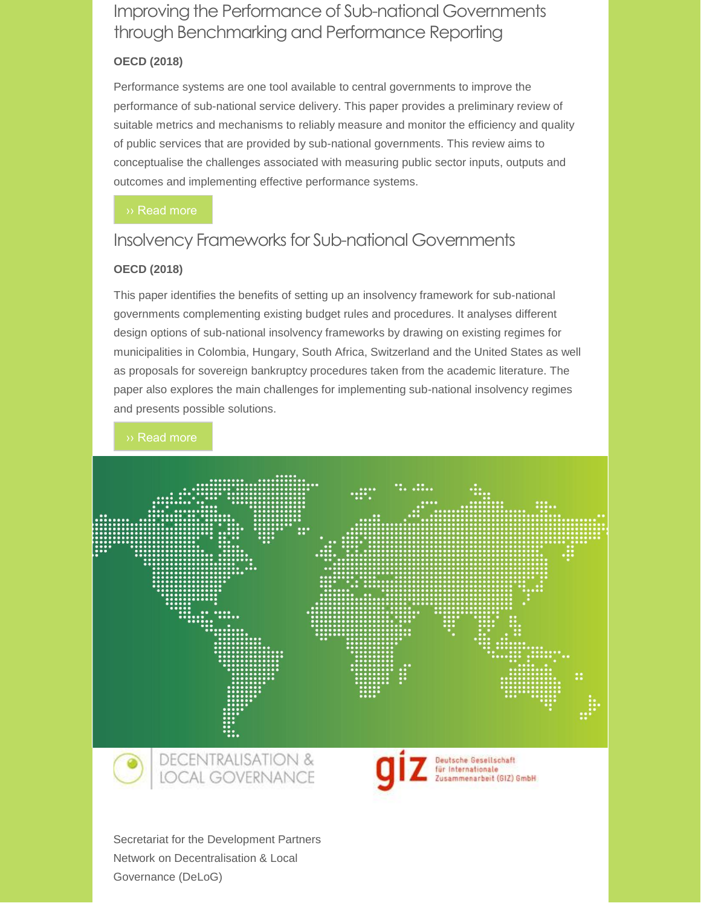## Improving the Performance of Sub-national Governments through Benchmarking and Performance Reporting

**OECD (2018)**

Performance systems are one tool available to central governments to improve the performance of sub-national service delivery. This paper provides a preliminary review of suitable metrics and mechanisms to reliably measure and monitor the efficiency and quality of public services that are provided by sub-national governments. This review aims to conceptualise the challenges associated with measuring public sector inputs, outputs and outcomes and implementing effective performance systems.

›› Read more

## Insolvency Frameworks for Sub-national Governments

**OECD (2018)**

This paper identifies the benefits of setting up an insolvency framework for sub-national governments complementing existing budget rules and procedures. It analyses different design options of sub-national insolvency frameworks by drawing on existing regimes for municipalities in Colombia, Hungary, South Africa, Switzerland and the United States as well as proposals for sovereign bankruptcy procedures taken from the academic literature. The paper also explores the main challenges for implementing sub-national insolvency regimes and presents possible solutions.

›› Read more

DECENTRALISATION & LOCAL GOVERNANCE

giz Deutsche Gesellschaft für Internationale Zusammenarbeit (GIZ) GmbH

Secretariat for the Development Partners Network on Decentralisation & Local Governance (DeLoG)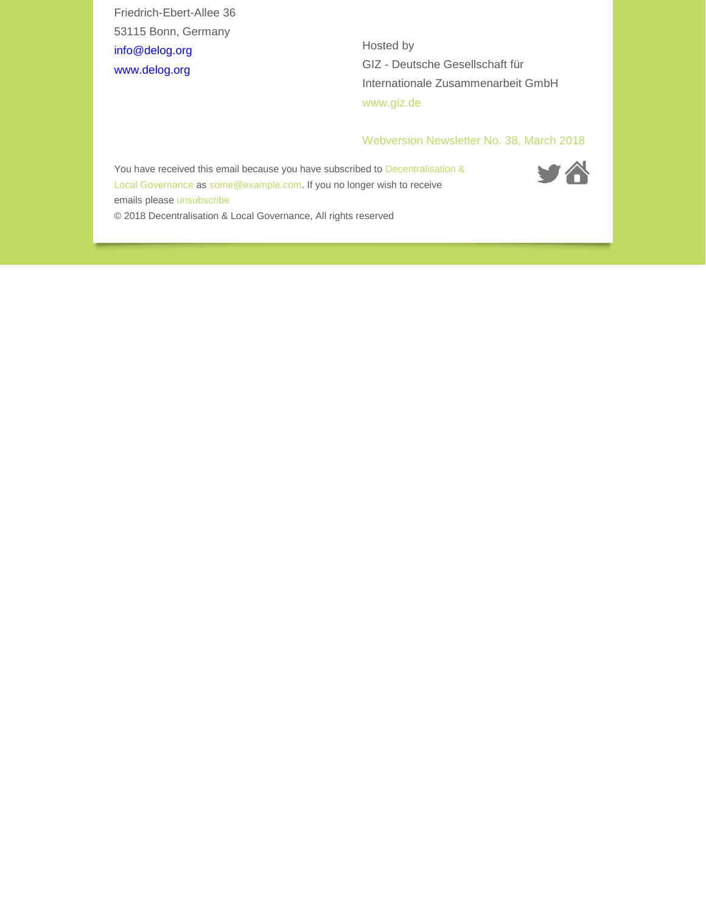Friedrich-Ebert-Allee 36
53115 Bonn, Germany
info@delog.org
www.delog.org

Hosted by
GIZ - Deutsche Gesellschaft für Internationale Zusammenarbeit GmbH
www.giz.de

Webversion Newsletter No. 38, March 2018

You have received this email because you have subscribed to Decentralisation & Local Governance as some@example.com. If you no longer wish to receive emails please unsubscribe

© 2018 Decentralisation & Local Governance, All rights reserved